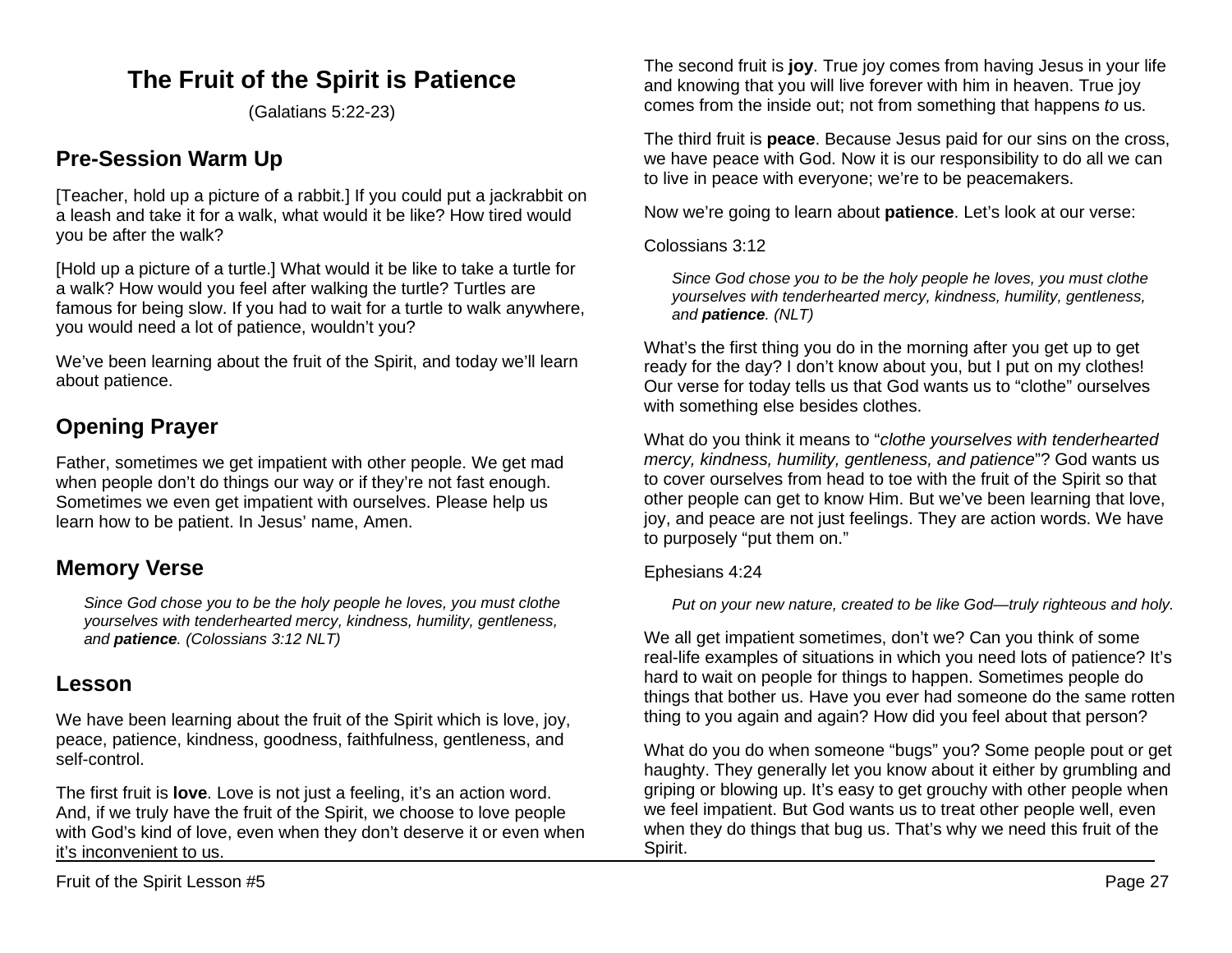# The Fruit of the Spirit is Patience

(Galatians 5:22-23)

## Pre-Session Warm Up

[Teacher, hold up a picture of a rabbit.] If you could put a jackrabbit on a leash and take it for a walk, what would it be like? How tired would you be after the walk?

[Hold up a picture of a turtle.] What would it be like to take a turtle for a walk? How would you feel after walking the turtle? Turtles are famous for being slow. If you had to wait for a turtle to walk anywhere, you would need a lot of patience, wouldn't you?

We've been learning about the fruit of the Spirit, and today we'll learn about patience.

## Opening Prayer

Father, sometimes we get impatient with other people. We get mad when people don't do things our way or if they're not fast enough. Sometimes we even get impatient with ourselves. Please help us learn how to be patient. In Jesus' name, Amen.

## Memory Verse

> *Since God chose you to be the holy people he loves, you must clothe yourselves with tenderhearted mercy, kindness, humility, gentleness, and **patience**. (Colossians 3:12 NLT)*

## Lesson

We have been learning about the fruit of the Spirit which is love, joy, peace, patience, kindness, goodness, faithfulness, gentleness, and self-control.

The first fruit is **love**. Love is not just a feeling, it's an action word. And, if we truly have the fruit of the Spirit, we choose to love people with God's kind of love, even when they don't deserve it or even when it's inconvenient to us.

The second fruit is **joy**. True joy comes from having Jesus in your life and knowing that you will live forever with him in heaven. True joy comes from the inside out; not from something that happens *to* us.

The third fruit is **peace**. Because Jesus paid for our sins on the cross, we have peace with God. Now it is our responsibility to do all we can to live in peace with everyone; we're to be peacemakers.

Now we're going to learn about **patience**. Let's look at our verse:

Colossians 3:12

> *Since God chose you to be the holy people he loves, you must clothe yourselves with tenderhearted mercy, kindness, humility, gentleness, and **patience**. (NLT)*

What's the first thing you do in the morning after you get up to get ready for the day? I don't know about you, but I put on my clothes! Our verse for today tells us that God wants us to "clothe" ourselves with something else besides clothes.

What do you think it means to "*clothe yourselves with tenderhearted mercy, kindness, humility, gentleness, and patience*"? God wants us to cover ourselves from head to toe with the fruit of the Spirit so that other people can get to know Him. But we've been learning that love, joy, and peace are not just feelings. They are action words. We have to purposely "put them on."

Ephesians 4:24

> *Put on your new nature, created to be like God—truly righteous and holy.*

We all get impatient sometimes, don't we? Can you think of some real-life examples of situations in which you need lots of patience? It's hard to wait on people for things to happen. Sometimes people do things that bother us. Have you ever had someone do the same rotten thing to you again and again? How did you feel about that person?

What do you do when someone "bugs" you? Some people pout or get haughty. They generally let you know about it either by grumbling and griping or blowing up. It's easy to get grouchy with other people when we feel impatient. But God wants us to treat other people well, even when they do things that bug us. That's why we need this fruit of the Spirit.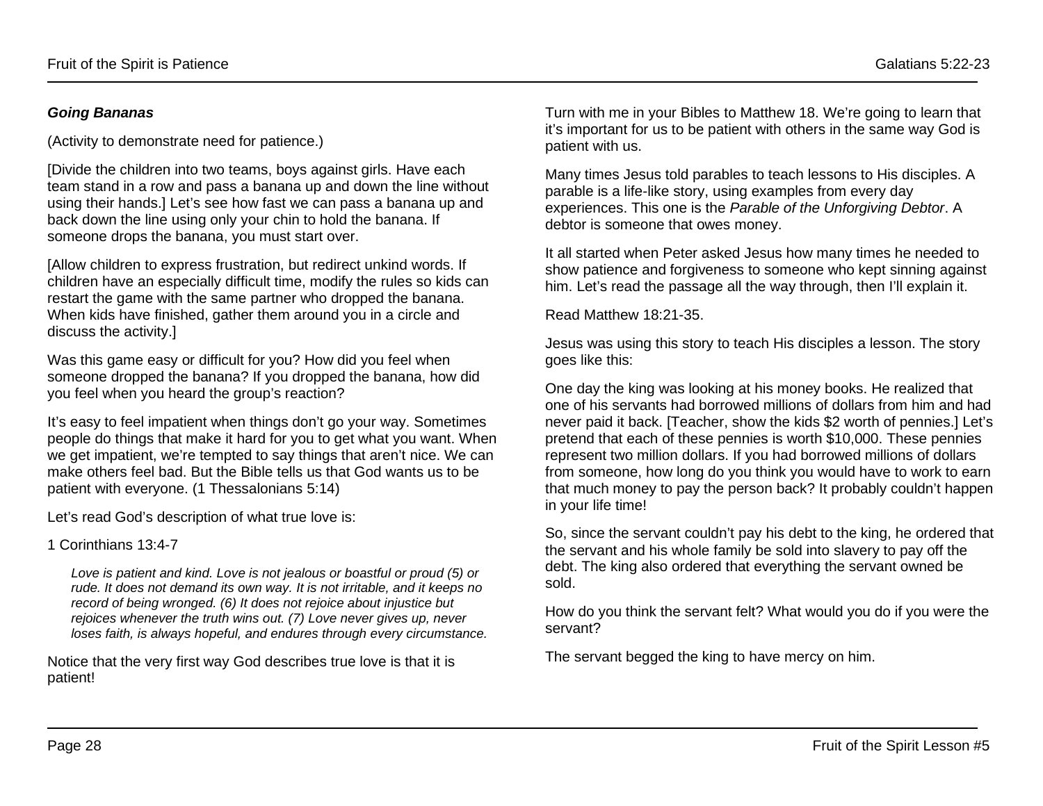***Going Bananas***

(Activity to demonstrate need for patience.)

[Divide the children into two teams, boys against girls. Have each team stand in a row and pass a banana up and down the line without using their hands.] Let's see how fast we can pass a banana up and back down the line using only your chin to hold the banana. If someone drops the banana, you must start over.

[Allow children to express frustration, but redirect unkind words. If children have an especially difficult time, modify the rules so kids can restart the game with the same partner who dropped the banana. When kids have finished, gather them around you in a circle and discuss the activity.]

Was this game easy or difficult for you? How did you feel when someone dropped the banana? If you dropped the banana, how did you feel when you heard the group's reaction?

It's easy to feel impatient when things don't go your way. Sometimes people do things that make it hard for you to get what you want. When we get impatient, we're tempted to say things that aren't nice. We can make others feel bad. But the Bible tells us that God wants us to be patient with everyone. (1 Thessalonians 5:14)

Let's read God's description of what true love is:

1 Corinthians 13:4-7

> *Love is patient and kind. Love is not jealous or boastful or proud (5) or rude. It does not demand its own way. It is not irritable, and it keeps no record of being wronged. (6) It does not rejoice about injustice but rejoices whenever the truth wins out. (7) Love never gives up, never loses faith, is always hopeful, and endures through every circumstance.*

Notice that the very first way God describes true love is that it is patient!

Turn with me in your Bibles to Matthew 18. We're going to learn that it's important for us to be patient with others in the same way God is patient with us.

Many times Jesus told parables to teach lessons to His disciples. A parable is a life-like story, using examples from every day experiences. This one is the *Parable of the Unforgiving Debtor*. A debtor is someone that owes money.

It all started when Peter asked Jesus how many times he needed to show patience and forgiveness to someone who kept sinning against him. Let's read the passage all the way through, then I'll explain it.

Read Matthew 18:21-35.

Jesus was using this story to teach His disciples a lesson. The story goes like this:

One day the king was looking at his money books. He realized that one of his servants had borrowed millions of dollars from him and had never paid it back. [Teacher, show the kids $2 worth of pennies.] Let's pretend that each of these pennies is worth $10,000. These pennies represent two million dollars. If you had borrowed millions of dollars from someone, how long do you think you would have to work to earn that much money to pay the person back? It probably couldn't happen in your life time!

So, since the servant couldn't pay his debt to the king, he ordered that the servant and his whole family be sold into slavery to pay off the debt. The king also ordered that everything the servant owned be sold.

How do you think the servant felt? What would you do if you were the servant?

The servant begged the king to have mercy on him.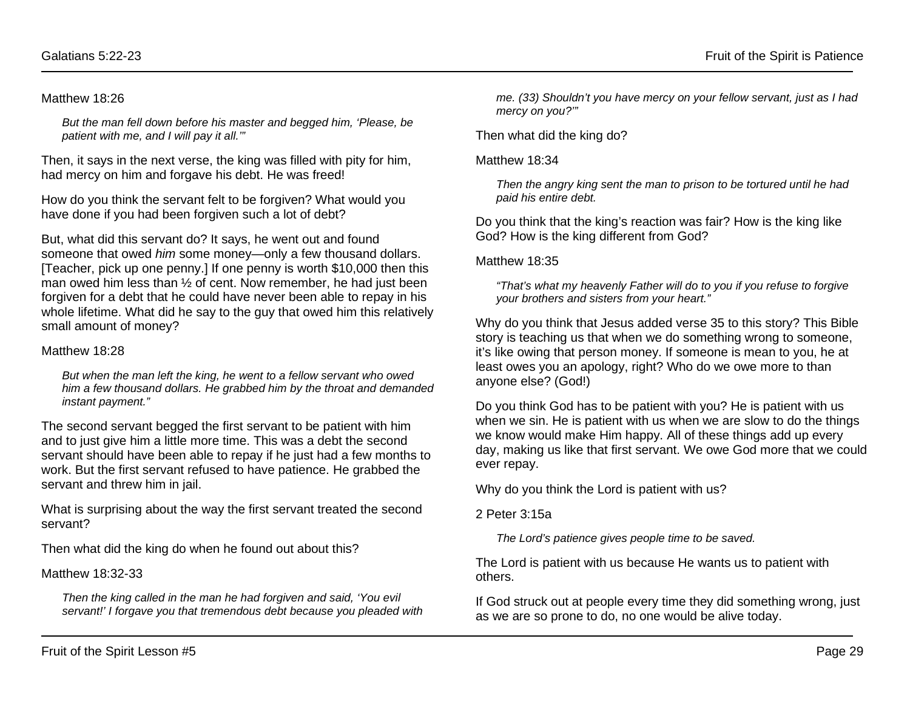Matthew 18:26

> *But the man fell down before his master and begged him, 'Please, be patient with me, and I will pay it all.'"*

Then, it says in the next verse, the king was filled with pity for him, had mercy on him and forgave his debt. He was freed!

How do you think the servant felt to be forgiven? What would you have done if you had been forgiven such a lot of debt?

But, what did this servant do? It says, he went out and found someone that owed *him* some money—only a few thousand dollars. [Teacher, pick up one penny.] If one penny is worth $10,000 then this man owed him less than ½ of cent. Now remember, he had just been forgiven for a debt that he could have never been able to repay in his whole lifetime. What did he say to the guy that owed him this relatively small amount of money?

Matthew 18:28

> *But when the man left the king, he went to a fellow servant who owed him a few thousand dollars. He grabbed him by the throat and demanded instant payment."*

The second servant begged the first servant to be patient with him and to just give him a little more time. This was a debt the second servant should have been able to repay if he just had a few months to work. But the first servant refused to have patience. He grabbed the servant and threw him in jail.

What is surprising about the way the first servant treated the second servant?

Then what did the king do when he found out about this?

Matthew 18:32-33

> *Then the king called in the man he had forgiven and said, 'You evil servant!' I forgave you that tremendous debt because you pleaded with me. (33) Shouldn't you have mercy on your fellow servant, just as I had mercy on you?'"*

Then what did the king do?

Matthew 18:34

> *Then the angry king sent the man to prison to be tortured until he had paid his entire debt.*

Do you think that the king's reaction was fair? How is the king like God? How is the king different from God?

Matthew 18:35

> *"That's what my heavenly Father will do to you if you refuse to forgive your brothers and sisters from your heart."*

Why do you think that Jesus added verse 35 to this story? This Bible story is teaching us that when we do something wrong to someone, it's like owing that person money. If someone is mean to you, he at least owes you an apology, right? Who do we owe more to than anyone else? (God!)

Do you think God has to be patient with you? He is patient with us when we sin. He is patient with us when we are slow to do the things we know would make Him happy. All of these things add up every day, making us like that first servant. We owe God more that we could ever repay.

Why do you think the Lord is patient with us?

2 Peter 3:15a

> *The Lord's patience gives people time to be saved.*

The Lord is patient with us because He wants us to patient with others.

If God struck out at people every time they did something wrong, just as we are so prone to do, no one would be alive today.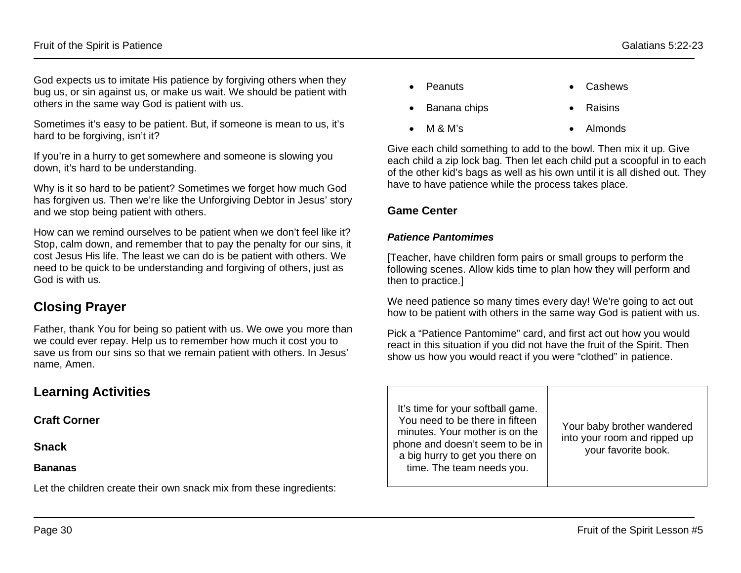God expects us to imitate His patience by forgiving others when they bug us, or sin against us, or make us wait. We should be patient with others in the same way God is patient with us.

Sometimes it's easy to be patient. But, if someone is mean to us, it's hard to be forgiving, isn't it?

If you're in a hurry to get somewhere and someone is slowing you down, it's hard to be understanding.

Why is it so hard to be patient? Sometimes we forget how much God has forgiven us. Then we're like the Unforgiving Debtor in Jesus' story and we stop being patient with others.

How can we remind ourselves to be patient when we don't feel like it? Stop, calm down, and remember that to pay the penalty for our sins, it cost Jesus His life. The least we can do is be patient with others. We need to be quick to be understanding and forgiving of others, just as God is with us.

## Closing Prayer

Father, thank You for being so patient with us. We owe you more than we could ever repay. Help us to remember how much it cost you to save us from our sins so that we remain patient with others. In Jesus' name, Amen.

## Learning Activities

### Craft Corner

### Snack

#### Bananas

Let the children create their own snack mix from these ingredients:

- Peanuts
- Banana chips
- M & M's
- Cashews
- Raisins
- Almonds

Give each child something to add to the bowl. Then mix it up. Give each child a zip lock bag. Then let each child put a scoopful in to each of the other kid's bags as well as his own until it is all dished out. They have to have patience while the process takes place.

### Game Center

***Patience Pantomimes***

[Teacher, have children form pairs or small groups to perform the following scenes. Allow kids time to plan how they will perform and then to practice.]

We need patience so many times every day! We're going to act out how to be patient with others in the same way God is patient with us.

Pick a "Patience Pantomime" card, and first act out how you would react in this situation if you did not have the fruit of the Spirit. Then show us how you would react if you were "clothed" in patience.

| | |
|---|---|
| It's time for your softball game. You need to be there in fifteen minutes. Your mother is on the phone and doesn't seem to be in a big hurry to get you there on time. The team needs you. | Your baby brother wandered into your room and ripped up your favorite book. |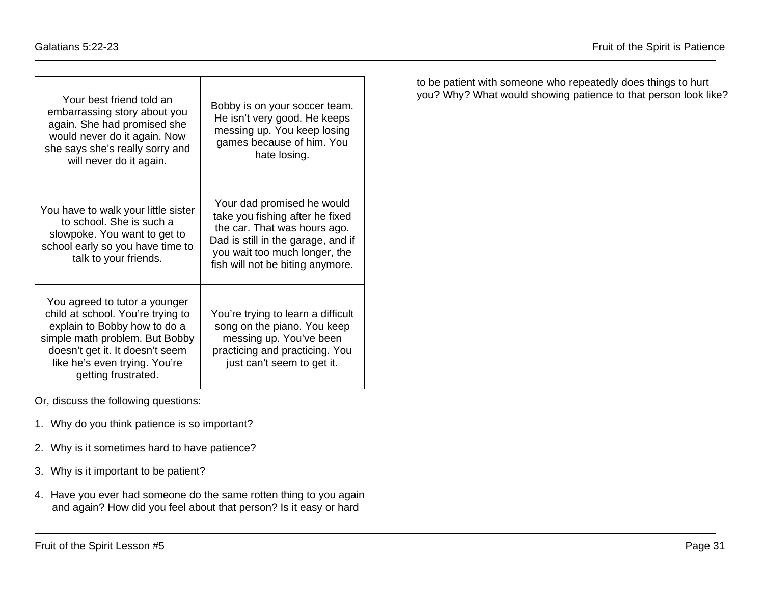| | |
|---|---|
| Your best friend told an embarrassing story about you again. She had promised she would never do it again. Now she says she's really sorry and will never do it again. | Bobby is on your soccer team. He isn't very good. He keeps messing up. You keep losing games because of him. You hate losing. |
| You have to walk your little sister to school. She is such a slowpoke. You want to get to school early so you have time to talk to your friends. | Your dad promised he would take you fishing after he fixed the car. That was hours ago. Dad is still in the garage, and if you wait too much longer, the fish will not be biting anymore. |
| You agreed to tutor a younger child at school. You're trying to explain to Bobby how to do a simple math problem. But Bobby doesn't get it. It doesn't seem like he's even trying. You're getting frustrated. | You're trying to learn a difficult song on the piano. You keep messing up. You've been practicing and practicing. You just can't seem to get it. |

Or, discuss the following questions:

1. Why do you think patience is so important?
2. Why is it sometimes hard to have patience?
3. Why is it important to be patient?
4. Have you ever had someone do the same rotten thing to you again and again? How did you feel about that person? Is it easy or hard to be patient with someone who repeatedly does things to hurt you? Why? What would showing patience to that person look like?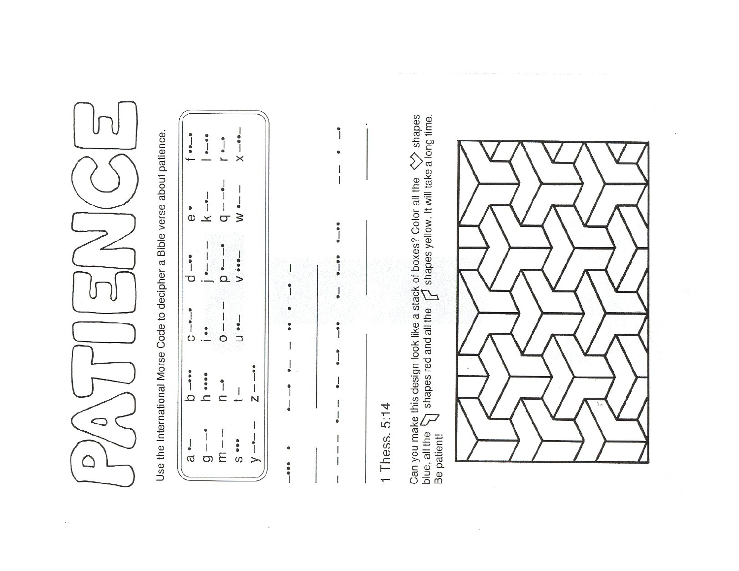# PATIENCE

Use the International Morse Code to decipher a Bible verse about patience.

| | | | | | |
|---|---|---|---|---|---|
| a •– | b –••• | c –•–• | d –•• | e • | f ••–• |
| g ––• | h •••• | i •• | j •––– | k –•– | l •–•• |
| m –– | n –• | o ––– | p •––• | q ––•– | r •–• |
| s ••• | t – | u ••– | v •••– | w •–– | x –••– |
| y –•–– | z ––•• | | | | |

–••• •   •––• •– – •• • –• –

_______ _________________________

– ––– •–– •– •–• –••   •– •–•• •–••   –– • –•

______________ _______ _______

1 Thess. 5:14

Can you make this design look like a stack of boxes? Color all the ◇ shapes blue, all the ◇ shapes red and all the ◇ shapes yellow. It will take a long time. Be patient!